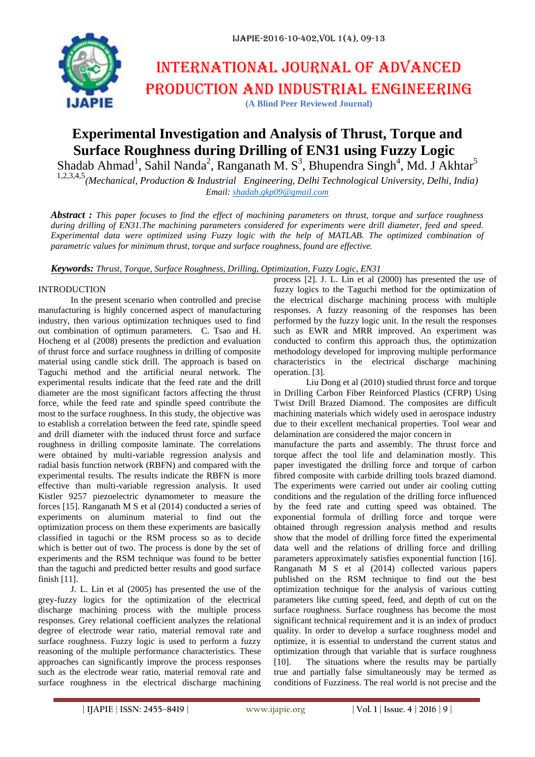# Experimental Investigation and Analysis of Thrust, Torque and Surface Roughness during Drilling of EN31 using Fuzzy Logic

Shadab Ahmad[1], Sahil Nanda[2], Ranganath M. S[3], Bhupendra Singh[4], Md. J Akhtar[5]

[1,2,3,4,5]*(Mechanical, Production & Industrial Engineering, Delhi Technological University, Delhi, India)*

*Email: shadab.gkp09@gmail.com*

***Abstract :*** *This paper focuses to find the effect of machining parameters on thrust, torque and surface roughness during drilling of EN31.The machining parameters considered for experiments were drill diameter, feed and speed. Experimental data were optimized using Fuzzy logic with the help of MATLAB. The optimized combination of parametric values for minimum thrust, torque and surface roughness, found are effective.*

***Keywords:*** *Thrust, Torque, Surface Roughness, Drilling, Optimization, Fuzzy Logic, EN31*

## INTRODUCTION

In the present scenario when controlled and precise manufacturing is highly concerned aspect of manufacturing industry, then various optimization techniques used to find out combination of optimum parameters. C. Tsao and H. Hocheng et al (2008) presents the prediction and evaluation of thrust force and surface roughness in drilling of composite material using candle stick drill. The approach is based on Taguchi method and the artificial neural network. The experimental results indicate that the feed rate and the drill diameter are the most significant factors affecting the thrust force, while the feed rate and spindle speed contribute the most to the surface roughness. In this study, the objective was to establish a correlation between the feed rate, spindle speed and drill diameter with the induced thrust force and surface roughness in drilling composite laminate. The correlations were obtained by multi-variable regression analysis and radial basis function network (RBFN) and compared with the experimental results. The results indicate the RBFN is more effective than multi-variable regression analysis. It used Kistler 9257 piezoelectric dynamometer to measure the forces [15]. Ranganath M S et al (2014) conducted a series of experiments on aluminum material to find out the optimization process on them these experiments are basically classified in taguchi or the RSM process so as to decide which is better out of two. The process is done by the set of experiments and the RSM technique was found to be better than the taguchi and predicted better results and good surface finish [11].

J. L. Lin et al (2005) has presented the use of the grey-fuzzy logics for the optimization of the electrical discharge machining process with the multiple process responses. Grey relational coefficient analyzes the relational degree of electrode wear ratio, material removal rate and surface roughness. Fuzzy logic is used to perform a fuzzy reasoning of the multiple performance characteristics. These approaches can significantly improve the process responses such as the electrode wear ratio, material removal rate and surface roughness in the electrical discharge machining process [2]. J. L. Lin et al (2000) has presented the use of fuzzy logics to the Taguchi method for the optimization of the electrical discharge machining process with multiple responses. A fuzzy reasoning of the responses has been performed by the fuzzy logic unit. In the result the responses such as EWR and MRR improved. An experiment was conducted to confirm this approach thus, the optimization methodology developed for improving multiple performance characteristics in the electrical discharge machining operation. [3].

Liu Dong et al (2010) studied thrust force and torque in Drilling Carbon Fiber Reinforced Plastics (CFRP) Using Twist Drill Brazed Diamond. The composites are difficult machining materials which widely used in aerospace industry due to their excellent mechanical properties. Tool wear and delamination are considered the major concern in manufacture the parts and assembly. The thrust force and torque affect the tool life and delamination mostly. This paper investigated the drilling force and torque of carbon fibred composite with carbide drilling tools brazed diamond. The experiments were carried out under air cooling cutting conditions and the regulation of the drilling force influenced by the feed rate and cutting speed was obtained. The exponential formula of drilling force and torque were obtained through regression analysis method and results show that the model of drilling force fitted the experimental data well and the relations of drilling force and drilling parameters approximately satisfies exponential function [16]. Ranganath M S et al (2014) collected various papers published on the RSM technique to find out the best optimization technique for the analysis of various cutting parameters like cutting speed, feed, and depth of cut on the surface roughness. Surface roughness has become the most significant technical requirement and it is an index of product quality. In order to develop a surface roughness model and optimize, it is essential to understand the current status and optimization through that variable that is surface roughness [10]. The situations where the results may be partially true and partially false simultaneously may be termed as conditions of Fuzziness. The real world is not precise and the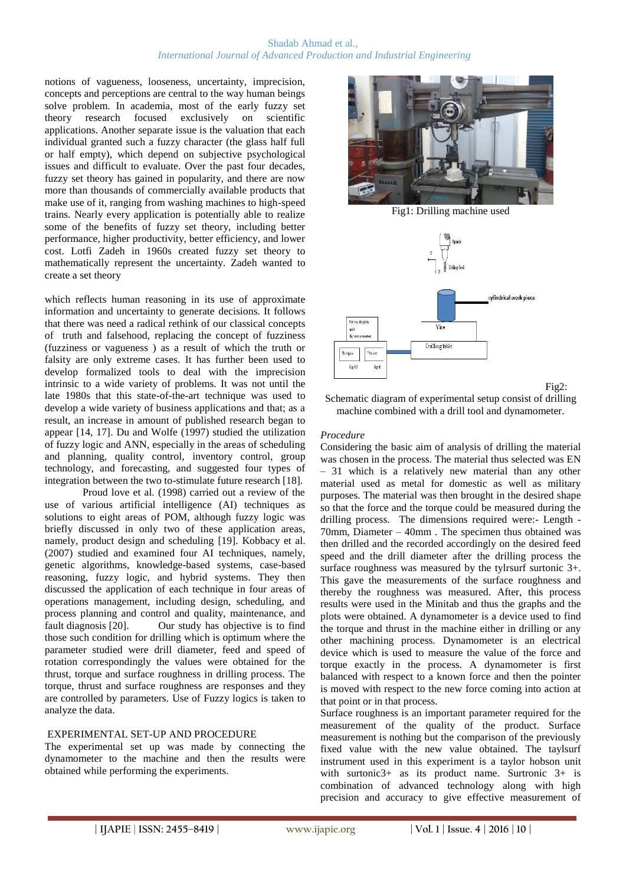notions of vagueness, looseness, uncertainty, imprecision, concepts and perceptions are central to the way human beings solve problem. In academia, most of the early fuzzy set theory research focused exclusively on scientific applications. Another separate issue is the valuation that each individual granted such a fuzzy character (the glass half full or half empty), which depend on subjective psychological issues and difficult to evaluate. Over the past four decades, fuzzy set theory has gained in popularity, and there are now more than thousands of commercially available products that make use of it, ranging from washing machines to high-speed trains. Nearly every application is potentially able to realize some of the benefits of fuzzy set theory, including better performance, higher productivity, better efficiency, and lower cost. Lotfi Zadeh in 1960s created fuzzy set theory to mathematically represent the uncertainty. Zadeh wanted to create a set theory

which reflects human reasoning in its use of approximate information and uncertainty to generate decisions. It follows that there was need a radical rethink of our classical concepts of truth and falsehood, replacing the concept of fuzziness (fuzziness or vagueness ) as a result of which the truth or falsity are only extreme cases. It has further been used to develop formalized tools to deal with the imprecision intrinsic to a wide variety of problems. It was not until the late 1980s that this state-of-the-art technique was used to develop a wide variety of business applications and that; as a result, an increase in amount of published research began to appear [14, 17]. Du and Wolfe (1997) studied the utilization of fuzzy logic and ANN, especially in the areas of scheduling and planning, quality control, inventory control, group technology, and forecasting, and suggested four types of integration between the two to-stimulate future research [18].

Proud love et al. (1998) carried out a review of the use of various artificial intelligence (AI) techniques as solutions to eight areas of POM, although fuzzy logic was briefly discussed in only two of these application areas, namely, product design and scheduling [19]. Kobbacy et al. (2007) studied and examined four AI techniques, namely, genetic algorithms, knowledge-based systems, case-based reasoning, fuzzy logic, and hybrid systems. They then discussed the application of each technique in four areas of operations management, including design, scheduling, and process planning and control and quality, maintenance, and fault diagnosis [20]. Our study has objective is to find those such condition for drilling which is optimum where the parameter studied were drill diameter, feed and speed of rotation correspondingly the values were obtained for the thrust, torque and surface roughness in drilling process. The torque, thrust and surface roughness are responses and they are controlled by parameters. Use of Fuzzy logics is taken to analyze the data.

## EXPERIMENTAL SET-UP AND PROCEDURE

The experimental set up was made by connecting the dynamometer to the machine and then the results were obtained while performing the experiments.

Fig1: Drilling machine used

Fig2: Schematic diagram of experimental setup consist of drilling machine combined with a drill tool and dynamometer.

### *Procedure*

Considering the basic aim of analysis of drilling the material was chosen in the process. The material thus selected was EN – 31 which is a relatively new material than any other material used as metal for domestic as well as military purposes. The material was then brought in the desired shape so that the force and the torque could be measured during the drilling process. The dimensions required were:- Length - 70mm, Diameter – 40mm . The specimen thus obtained was then drilled and the recorded accordingly on the desired feed speed and the drill diameter after the drilling process the surface roughness was measured by the tylrsurf surtonic 3+. This gave the measurements of the surface roughness and thereby the roughness was measured. After, this process results were used in the Minitab and thus the graphs and the plots were obtained. A dynamometer is a device used to find the torque and thrust in the machine either in drilling or any other machining process. Dynamometer is an electrical device which is used to measure the value of the force and torque exactly in the process. A dynamometer is first balanced with respect to a known force and then the pointer is moved with respect to the new force coming into action at that point or in that process.

Surface roughness is an important parameter required for the measurement of the quality of the product. Surface measurement is nothing but the comparison of the previously fixed value with the new value obtained. The taylsurf instrument used in this experiment is a taylor hobson unit with surtonic3+ as its product name. Surtronic 3+ is combination of advanced technology along with high precision and accuracy to give effective measurement of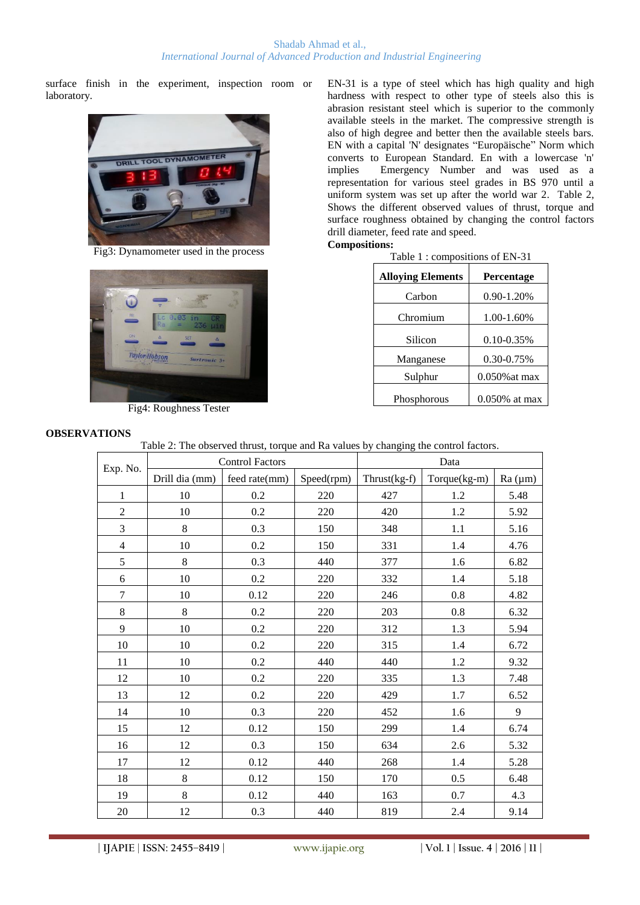surface finish in the experiment, inspection room or laboratory.

Fig3: Dynamometer used in the process

Fig4: Roughness Tester

EN-31 is a type of steel which has high quality and high hardness with respect to other type of steels also this is abrasion resistant steel which is superior to the commonly available steels in the market. The compressive strength is also of high degree and better then the available steels bars. EN with a capital 'N' designates "Europäische" Norm which converts to European Standard. En with a lowercase 'n' implies Emergency Number and was used as a representation for various steel grades in BS 970 until a uniform system was set up after the world war 2. Table 2, Shows the different observed values of thrust, torque and surface roughness obtained by changing the control factors drill diameter, feed rate and speed.

**Compositions:**

Table 1 : compositions of EN-31

| Alloying Elements | Percentage |
|---|---|
| Carbon | 0.90-1.20% |
| Chromium | 1.00-1.60% |
| Silicon | 0.10-0.35% |
| Manganese | 0.30-0.75% |
| Sulphur | 0.050%at max |
| Phosphorous | 0.050% at max |

**OBSERVATIONS**

Table 2: The observed thrust, torque and Ra values by changing the control factors.

| Exp. No. | Control Factors | | | Data | | |
|---|---|---|---|---|---|---|
| | Drill dia (mm) | feed rate(mm) | Speed(rpm) | Thrust(kg-f) | Torque(kg-m) | Ra (μm) |
| 1 | 10 | 0.2 | 220 | 427 | 1.2 | 5.48 |
| 2 | 10 | 0.2 | 220 | 420 | 1.2 | 5.92 |
| 3 | 8 | 0.3 | 150 | 348 | 1.1 | 5.16 |
| 4 | 10 | 0.2 | 150 | 331 | 1.4 | 4.76 |
| 5 | 8 | 0.3 | 440 | 377 | 1.6 | 6.82 |
| 6 | 10 | 0.2 | 220 | 332 | 1.4 | 5.18 |
| 7 | 10 | 0.12 | 220 | 246 | 0.8 | 4.82 |
| 8 | 8 | 0.2 | 220 | 203 | 0.8 | 6.32 |
| 9 | 10 | 0.2 | 220 | 312 | 1.3 | 5.94 |
| 10 | 10 | 0.2 | 220 | 315 | 1.4 | 6.72 |
| 11 | 10 | 0.2 | 440 | 440 | 1.2 | 9.32 |
| 12 | 10 | 0.2 | 220 | 335 | 1.3 | 7.48 |
| 13 | 12 | 0.2 | 220 | 429 | 1.7 | 6.52 |
| 14 | 10 | 0.3 | 220 | 452 | 1.6 | 9 |
| 15 | 12 | 0.12 | 150 | 299 | 1.4 | 6.74 |
| 16 | 12 | 0.3 | 150 | 634 | 2.6 | 5.32 |
| 17 | 12 | 0.12 | 440 | 268 | 1.4 | 5.28 |
| 18 | 8 | 0.12 | 150 | 170 | 0.5 | 6.48 |
| 19 | 8 | 0.12 | 440 | 163 | 0.7 | 4.3 |
| 20 | 12 | 0.3 | 440 | 819 | 2.4 | 9.14 |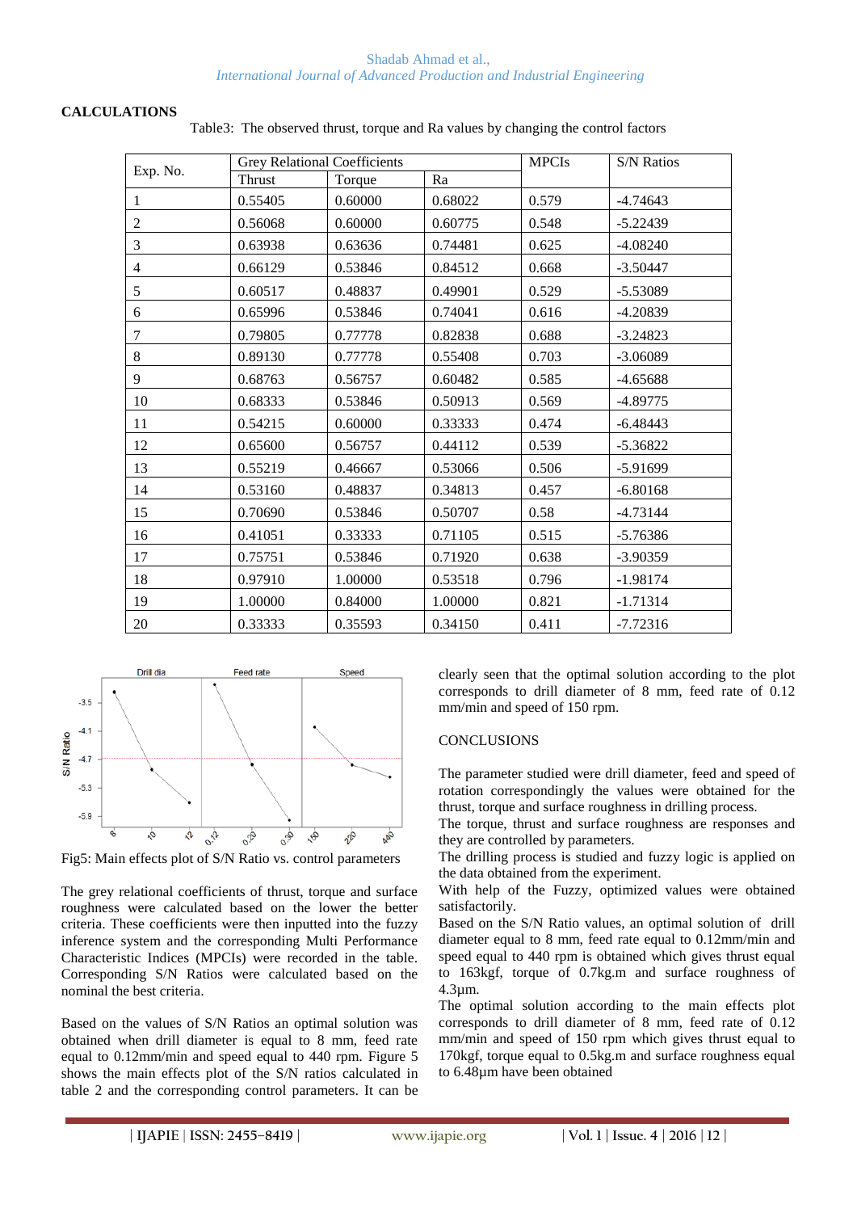## CALCULATIONS

Table3: The observed thrust, torque and Ra values by changing the control factors

| Exp. No. | Grey Relational Coefficients | | | MPCIs | S/N Ratios |
|---|---|---|---|---|---|
| | Thrust | Torque | Ra | | |
| 1 | 0.55405 | 0.60000 | 0.68022 | 0.579 | -4.74643 |
| 2 | 0.56068 | 0.60000 | 0.60775 | 0.548 | -5.22439 |
| 3 | 0.63938 | 0.63636 | 0.74481 | 0.625 | -4.08240 |
| 4 | 0.66129 | 0.53846 | 0.84512 | 0.668 | -3.50447 |
| 5 | 0.60517 | 0.48837 | 0.49901 | 0.529 | -5.53089 |
| 6 | 0.65996 | 0.53846 | 0.74041 | 0.616 | -4.20839 |
| 7 | 0.79805 | 0.77778 | 0.82838 | 0.688 | -3.24823 |
| 8 | 0.89130 | 0.77778 | 0.55408 | 0.703 | -3.06089 |
| 9 | 0.68763 | 0.56757 | 0.60482 | 0.585 | -4.65688 |
| 10 | 0.68333 | 0.53846 | 0.50913 | 0.569 | -4.89775 |
| 11 | 0.54215 | 0.60000 | 0.33333 | 0.474 | -6.48443 |
| 12 | 0.65600 | 0.56757 | 0.44112 | 0.539 | -5.36822 |
| 13 | 0.55219 | 0.46667 | 0.53066 | 0.506 | -5.91699 |
| 14 | 0.53160 | 0.48837 | 0.34813 | 0.457 | -6.80168 |
| 15 | 0.70690 | 0.53846 | 0.50707 | 0.58 | -4.73144 |
| 16 | 0.41051 | 0.33333 | 0.71105 | 0.515 | -5.76386 |
| 17 | 0.75751 | 0.53846 | 0.71920 | 0.638 | -3.90359 |
| 18 | 0.97910 | 1.00000 | 0.53518 | 0.796 | -1.98174 |
| 19 | 1.00000 | 0.84000 | 1.00000 | 0.821 | -1.71314 |
| 20 | 0.33333 | 0.35593 | 0.34150 | 0.411 | -7.72316 |

Fig5: Main effects plot of S/N Ratio vs. control parameters

The grey relational coefficients of thrust, torque and surface roughness were calculated based on the lower the better criteria. These coefficients were then inputted into the fuzzy inference system and the corresponding Multi Performance Characteristic Indices (MPCIs) were recorded in the table. Corresponding S/N Ratios were calculated based on the nominal the best criteria.

Based on the values of S/N Ratios an optimal solution was obtained when drill diameter is equal to 8 mm, feed rate equal to 0.12mm/min and speed equal to 440 rpm. Figure 5 shows the main effects plot of the S/N ratios calculated in table 2 and the corresponding control parameters. It can be clearly seen that the optimal solution according to the plot corresponds to drill diameter of 8 mm, feed rate of 0.12 mm/min and speed of 150 rpm.

## CONCLUSIONS

The parameter studied were drill diameter, feed and speed of rotation correspondingly the values were obtained for the thrust, torque and surface roughness in drilling process.

The torque, thrust and surface roughness are responses and they are controlled by parameters.

The drilling process is studied and fuzzy logic is applied on the data obtained from the experiment.

With help of the Fuzzy, optimized values were obtained satisfactorily.

Based on the S/N Ratio values, an optimal solution of drill diameter equal to 8 mm, feed rate equal to 0.12mm/min and speed equal to 440 rpm is obtained which gives thrust equal to 163kgf, torque of 0.7kg.m and surface roughness of 4.3µm.

The optimal solution according to the main effects plot corresponds to drill diameter of 8 mm, feed rate of 0.12 mm/min and speed of 150 rpm which gives thrust equal to 170kgf, torque equal to 0.5kg.m and surface roughness equal to 6.48µm have been obtained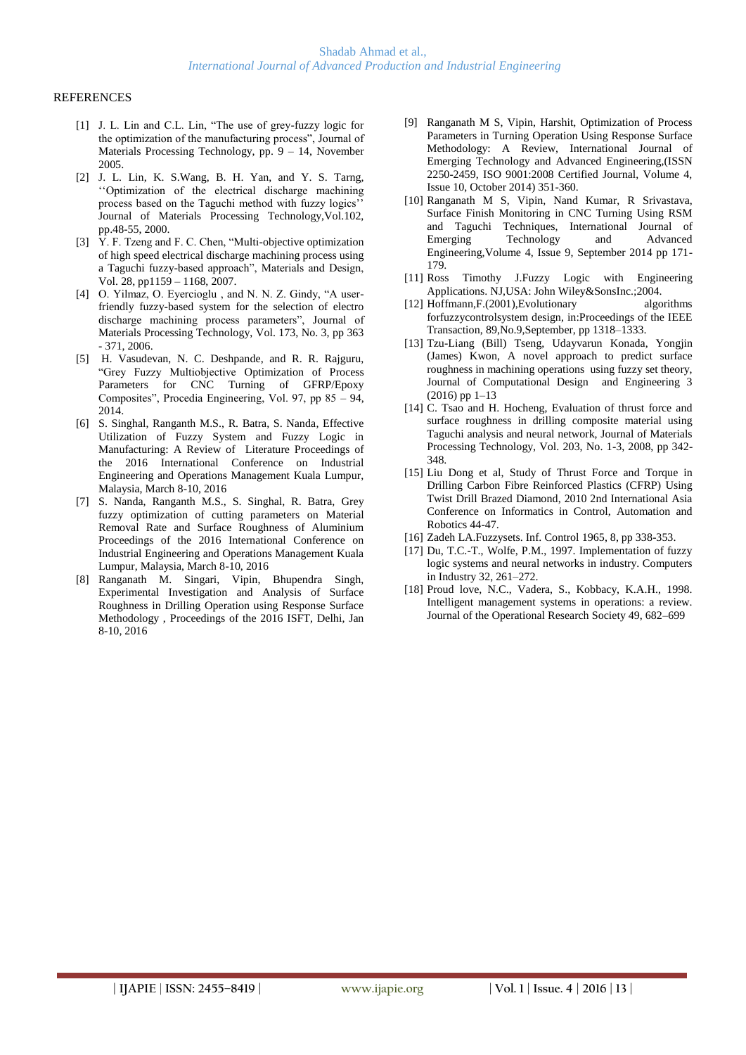## REFERENCES

[1] J. L. Lin and C.L. Lin, "The use of grey-fuzzy logic for the optimization of the manufacturing process", Journal of Materials Processing Technology, pp. 9 – 14, November 2005.

[2] J. L. Lin, K. S.Wang, B. H. Yan, and Y. S. Tarng, ''Optimization of the electrical discharge machining process based on the Taguchi method with fuzzy logics'' Journal of Materials Processing Technology,Vol.102, pp.48-55, 2000.

[3] Y. F. Tzeng and F. C. Chen, "Multi-objective optimization of high speed electrical discharge machining process using a Taguchi fuzzy-based approach", Materials and Design, Vol. 28, pp1159 – 1168, 2007.

[4] O. Yilmaz, O. Eyercioglu , and N. N. Z. Gindy, "A user-friendly fuzzy-based system for the selection of electro discharge machining process parameters", Journal of Materials Processing Technology, Vol. 173, No. 3, pp 363 - 371, 2006.

[5] H. Vasudevan, N. C. Deshpande, and R. R. Rajguru, "Grey Fuzzy Multiobjective Optimization of Process Parameters for CNC Turning of GFRP/Epoxy Composites", Procedia Engineering, Vol. 97, pp 85 – 94, 2014.

[6] S. Singhal, Ranganth M.S., R. Batra, S. Nanda, Effective Utilization of Fuzzy System and Fuzzy Logic in Manufacturing: A Review of Literature Proceedings of the 2016 International Conference on Industrial Engineering and Operations Management Kuala Lumpur, Malaysia, March 8-10, 2016

[7] S. Nanda, Ranganth M.S., S. Singhal, R. Batra, Grey fuzzy optimization of cutting parameters on Material Removal Rate and Surface Roughness of Aluminium Proceedings of the 2016 International Conference on Industrial Engineering and Operations Management Kuala Lumpur, Malaysia, March 8-10, 2016

[8] Ranganath M. Singari, Vipin, Bhupendra Singh, Experimental Investigation and Analysis of Surface Roughness in Drilling Operation using Response Surface Methodology , Proceedings of the 2016 ISFT, Delhi, Jan 8-10, 2016

[9] Ranganath M S, Vipin, Harshit, Optimization of Process Parameters in Turning Operation Using Response Surface Methodology: A Review, International Journal of Emerging Technology and Advanced Engineering,(ISSN 2250-2459, ISO 9001:2008 Certified Journal, Volume 4, Issue 10, October 2014) 351-360.

[10] Ranganath M S, Vipin, Nand Kumar, R Srivastava, Surface Finish Monitoring in CNC Turning Using RSM and Taguchi Techniques, International Journal of Emerging Technology and Advanced Engineering,Volume 4, Issue 9, September 2014 pp 171-179.

[11] Ross Timothy J.Fuzzy Logic with Engineering Applications. NJ,USA: John Wiley&SonsInc.;2004.

[12] Hoffmann,F.(2001),Evolutionary algorithms forfuzzycontrolsystem design, in:Proceedings of the IEEE Transaction, 89,No.9,September, pp 1318–1333.

[13] Tzu-Liang (Bill) Tseng, Udayvarun Konada, Yongjin (James) Kwon, A novel approach to predict surface roughness in machining operations using fuzzy set theory, Journal of Computational Design and Engineering 3 (2016) pp 1–13

[14] C. Tsao and H. Hocheng, Evaluation of thrust force and surface roughness in drilling composite material using Taguchi analysis and neural network, Journal of Materials Processing Technology, Vol. 203, No. 1-3, 2008, pp 342-348.

[15] Liu Dong et al, Study of Thrust Force and Torque in Drilling Carbon Fibre Reinforced Plastics (CFRP) Using Twist Drill Brazed Diamond, 2010 2nd International Asia Conference on Informatics in Control, Automation and Robotics 44-47.

[16] Zadeh LA.Fuzzysets. Inf. Control 1965, 8, pp 338-353.

[17] Du, T.C.-T., Wolfe, P.M., 1997. Implementation of fuzzy logic systems and neural networks in industry. Computers in Industry 32, 261–272.

[18] Proud love, N.C., Vadera, S., Kobbacy, K.A.H., 1998. Intelligent management systems in operations: a review. Journal of the Operational Research Society 49, 682–699